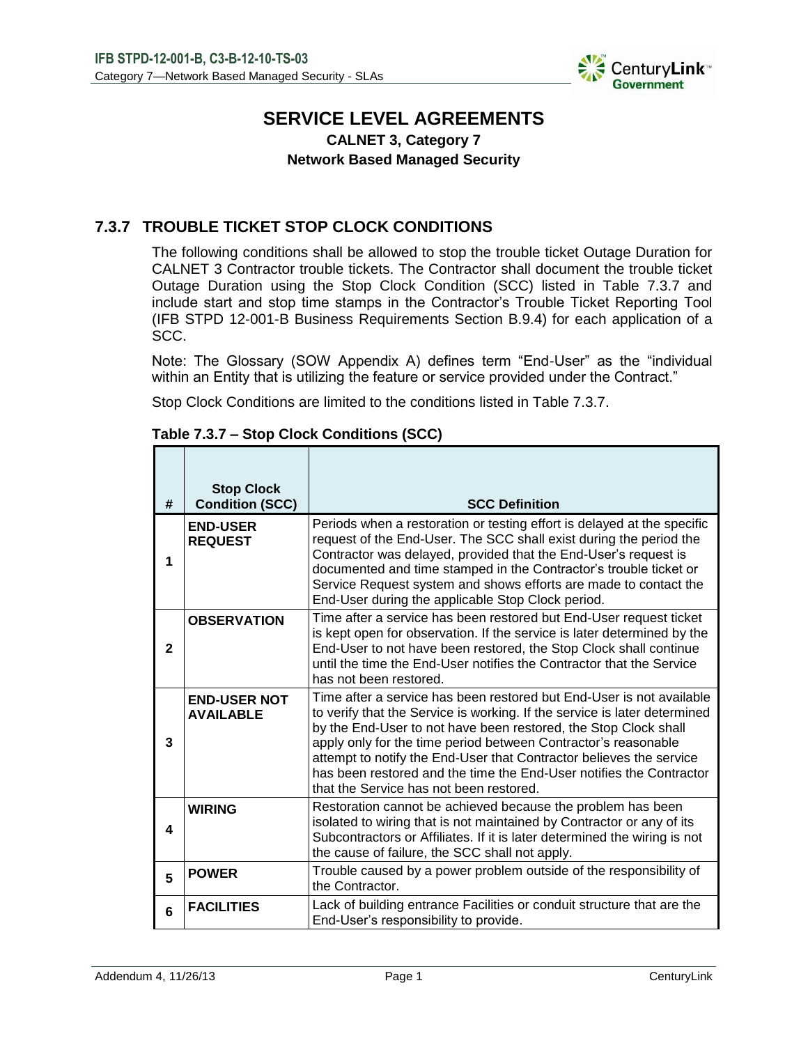# SERVICE LEVEL AGREEMENTS

**CALNET 3, Category 7**
**Network Based Managed Security**

## 7.3.7 TROUBLE TICKET STOP CLOCK CONDITIONS

The following conditions shall be allowed to stop the trouble ticket Outage Duration for CALNET 3 Contractor trouble tickets. The Contractor shall document the trouble ticket Outage Duration using the Stop Clock Condition (SCC) listed in Table 7.3.7 and include start and stop time stamps in the Contractor's Trouble Ticket Reporting Tool (IFB STPD 12-001-B Business Requirements Section B.9.4) for each application of a SCC.

Note: The Glossary (SOW Appendix A) defines term "End-User" as the "individual within an Entity that is utilizing the feature or service provided under the Contract."

Stop Clock Conditions are limited to the conditions listed in Table 7.3.7.

**Table 7.3.7 – Stop Clock Conditions (SCC)**

| # | Stop Clock Condition (SCC) | SCC Definition |
|---|---|---|
| 1 | **END-USER REQUEST** | Periods when a restoration or testing effort is delayed at the specific request of the End-User. The SCC shall exist during the period the Contractor was delayed, provided that the End-User's request is documented and time stamped in the Contractor's trouble ticket or Service Request system and shows efforts are made to contact the End-User during the applicable Stop Clock period. |
| 2 | **OBSERVATION** | Time after a service has been restored but End-User request ticket is kept open for observation. If the service is later determined by the End-User to not have been restored, the Stop Clock shall continue until the time the End-User notifies the Contractor that the Service has not been restored. |
| 3 | **END-USER NOT AVAILABLE** | Time after a service has been restored but End-User is not available to verify that the Service is working. If the service is later determined by the End-User to not have been restored, the Stop Clock shall apply only for the time period between Contractor's reasonable attempt to notify the End-User that Contractor believes the service has been restored and the time the End-User notifies the Contractor that the Service has not been restored. |
| 4 | **WIRING** | Restoration cannot be achieved because the problem has been isolated to wiring that is not maintained by Contractor or any of its Subcontractors or Affiliates. If it is later determined the wiring is not the cause of failure, the SCC shall not apply. |
| 5 | **POWER** | Trouble caused by a power problem outside of the responsibility of the Contractor. |
| 6 | **FACILITIES** | Lack of building entrance Facilities or conduit structure that are the End-User's responsibility to provide. |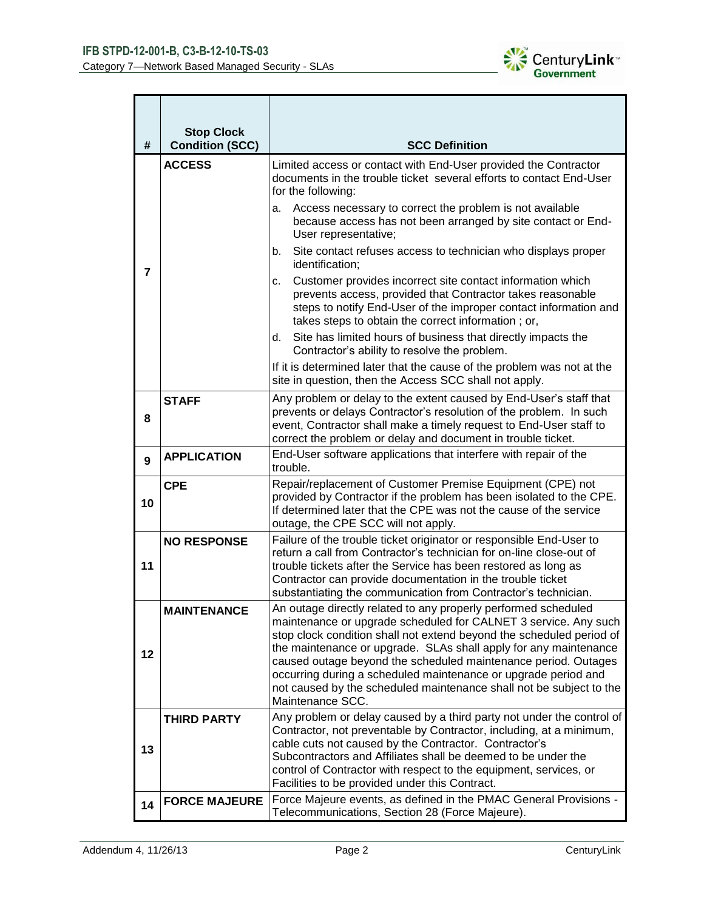| # | Stop Clock Condition (SCC) | SCC Definition |
|---|---|---|
| 7 | **ACCESS** | Limited access or contact with End-User provided the Contractor documents in the trouble ticket several efforts to contact End-User for the following:<br>a. Access necessary to correct the problem is not available because access has not been arranged by site contact or End-User representative;<br>b. Site contact refuses access to technician who displays proper identification;<br>c. Customer provides incorrect site contact information which prevents access, provided that Contractor takes reasonable steps to notify End-User of the improper contact information and takes steps to obtain the correct information ; or,<br>d. Site has limited hours of business that directly impacts the Contractor's ability to resolve the problem.<br>If it is determined later that the cause of the problem was not at the site in question, then the Access SCC shall not apply. |
| 8 | **STAFF** | Any problem or delay to the extent caused by End-User's staff that prevents or delays Contractor's resolution of the problem. In such event, Contractor shall make a timely request to End-User staff to correct the problem or delay and document in trouble ticket. |
| 9 | **APPLICATION** | End-User software applications that interfere with repair of the trouble. |
| 10 | **CPE** | Repair/replacement of Customer Premise Equipment (CPE) not provided by Contractor if the problem has been isolated to the CPE. If determined later that the CPE was not the cause of the service outage, the CPE SCC will not apply. |
| 11 | **NO RESPONSE** | Failure of the trouble ticket originator or responsible End-User to return a call from Contractor's technician for on-line close-out of trouble tickets after the Service has been restored as long as Contractor can provide documentation in the trouble ticket substantiating the communication from Contractor's technician. |
| 12 | **MAINTENANCE** | An outage directly related to any properly performed scheduled maintenance or upgrade scheduled for CALNET 3 service. Any such stop clock condition shall not extend beyond the scheduled period of the maintenance or upgrade. SLAs shall apply for any maintenance caused outage beyond the scheduled maintenance period. Outages occurring during a scheduled maintenance or upgrade period and not caused by the scheduled maintenance shall not be subject to the Maintenance SCC. |
| 13 | **THIRD PARTY** | Any problem or delay caused by a third party not under the control of Contractor, not preventable by Contractor, including, at a minimum, cable cuts not caused by the Contractor. Contractor's Subcontractors and Affiliates shall be deemed to be under the control of Contractor with respect to the equipment, services, or Facilities to be provided under this Contract. |
| 14 | **FORCE MAJEURE** | Force Majeure events, as defined in the PMAC General Provisions - Telecommunications, Section 28 (Force Majeure). |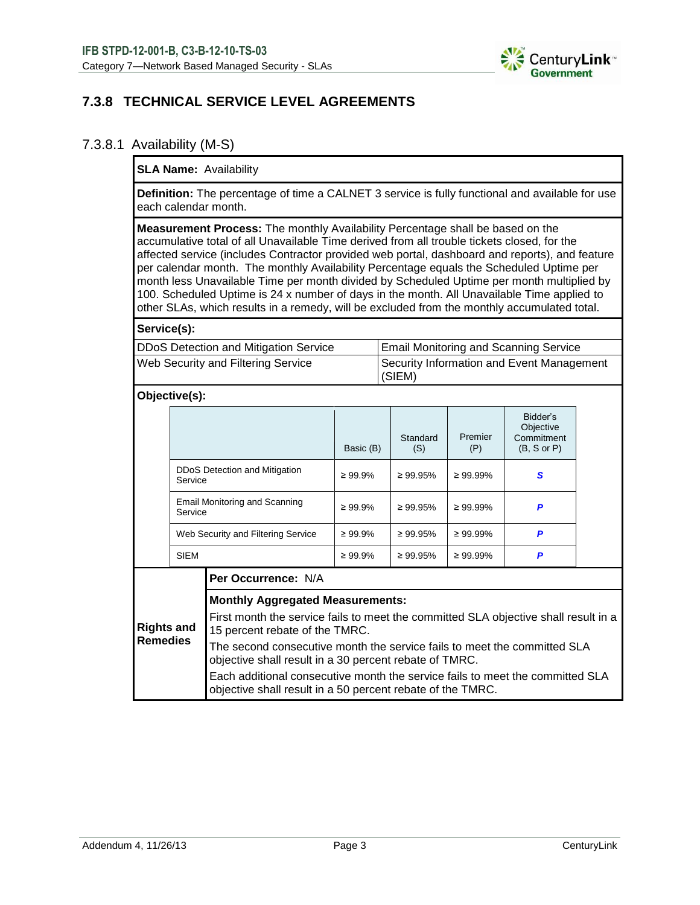## 7.3.8 TECHNICAL SERVICE LEVEL AGREEMENTS

### 7.3.8.1 Availability (M-S)

**SLA Name:** Availability

**Definition:** The percentage of time a CALNET 3 service is fully functional and available for use each calendar month.

**Measurement Process:** The monthly Availability Percentage shall be based on the accumulative total of all Unavailable Time derived from all trouble tickets closed, for the affected service (includes Contractor provided web portal, dashboard and reports), and feature per calendar month. The monthly Availability Percentage equals the Scheduled Uptime per month less Unavailable Time per month divided by Scheduled Uptime per month multiplied by 100. Scheduled Uptime is 24 x number of days in the month. All Unavailable Time applied to other SLAs, which results in a remedy, will be excluded from the monthly accumulated total.

**Service(s):**

| | |
|---|---|
| DDoS Detection and Mitigation Service | Email Monitoring and Scanning Service |
| Web Security and Filtering Service | Security Information and Event Management (SIEM) |

**Objective(s):**

| | Basic (B) | Standard (S) | Premier (P) | Bidder's Objective Commitment (B, S or P) |
|---|---|---|---|---|
| DDoS Detection and Mitigation Service | ≥ 99.9% | ≥ 99.95% | ≥ 99.99% | ***S*** |
| Email Monitoring and Scanning Service | ≥ 99.9% | ≥ 99.95% | ≥ 99.99% | ***P*** |
| Web Security and Filtering Service | ≥ 99.9% | ≥ 99.95% | ≥ 99.99% | ***P*** |
| SIEM | ≥ 99.9% | ≥ 99.95% | ≥ 99.99% | ***P*** |

**Rights and Remedies**

**Per Occurrence:** N/A

**Monthly Aggregated Measurements:**

First month the service fails to meet the committed SLA objective shall result in a 15 percent rebate of the TMRC.

The second consecutive month the service fails to meet the committed SLA objective shall result in a 30 percent rebate of TMRC.

Each additional consecutive month the service fails to meet the committed SLA objective shall result in a 50 percent rebate of the TMRC.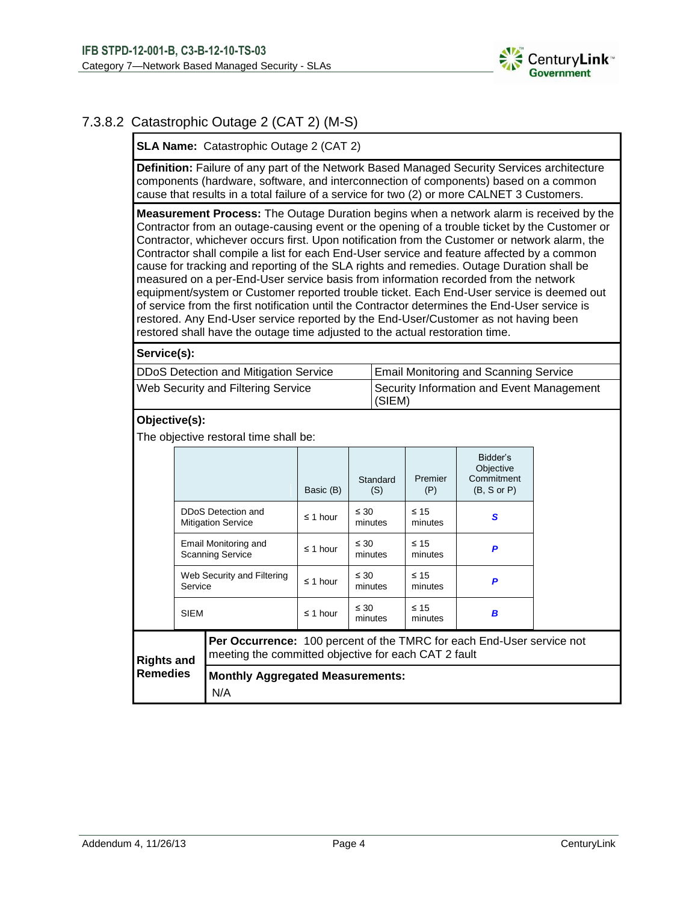### 7.3.8.2 Catastrophic Outage 2 (CAT 2) (M-S)

**SLA Name:** Catastrophic Outage 2 (CAT 2)

**Definition:** Failure of any part of the Network Based Managed Security Services architecture components (hardware, software, and interconnection of components) based on a common cause that results in a total failure of a service for two (2) or more CALNET 3 Customers.

**Measurement Process:** The Outage Duration begins when a network alarm is received by the Contractor from an outage-causing event or the opening of a trouble ticket by the Customer or Contractor, whichever occurs first. Upon notification from the Customer or network alarm, the Contractor shall compile a list for each End-User service and feature affected by a common cause for tracking and reporting of the SLA rights and remedies. Outage Duration shall be measured on a per-End-User service basis from information recorded from the network equipment/system or Customer reported trouble ticket. Each End-User service is deemed out of service from the first notification until the Contractor determines the End-User service is restored. Any End-User service reported by the End-User/Customer as not having been restored shall have the outage time adjusted to the actual restoration time.

**Service(s):**

| | |
|---|---|
| DDoS Detection and Mitigation Service | Email Monitoring and Scanning Service |
| Web Security and Filtering Service | Security Information and Event Management (SIEM) |

**Objective(s):**

The objective restoral time shall be:

| | Basic (B) | Standard (S) | Premier (P) | Bidder's Objective Commitment (B, S or P) |
|---|---|---|---|---|
| DDoS Detection and Mitigation Service | ≤ 1 hour | ≤ 30 minutes | ≤ 15 minutes | ***S*** |
| Email Monitoring and Scanning Service | ≤ 1 hour | ≤ 30 minutes | ≤ 15 minutes | ***P*** |
| Web Security and Filtering Service | ≤ 1 hour | ≤ 30 minutes | ≤ 15 minutes | ***P*** |
| SIEM | ≤ 1 hour | ≤ 30 minutes | ≤ 15 minutes | ***B*** |

**Rights and Remedies**

**Per Occurrence:** 100 percent of the TMRC for each End-User service not meeting the committed objective for each CAT 2 fault

**Monthly Aggregated Measurements:**

N/A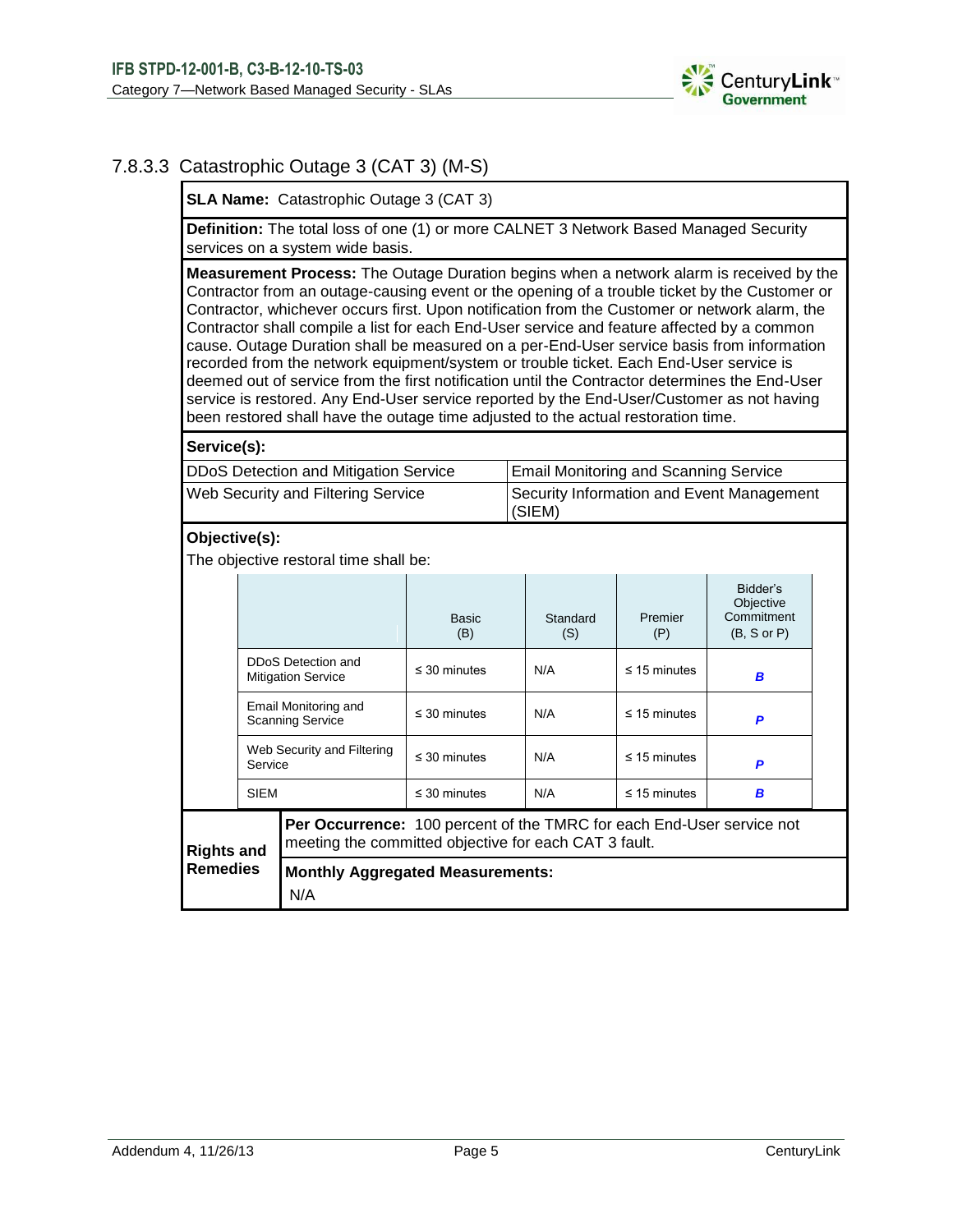### 7.8.3.3 Catastrophic Outage 3 (CAT 3) (M-S)

**SLA Name:** Catastrophic Outage 3 (CAT 3)

**Definition:** The total loss of one (1) or more CALNET 3 Network Based Managed Security services on a system wide basis.

**Measurement Process:** The Outage Duration begins when a network alarm is received by the Contractor from an outage-causing event or the opening of a trouble ticket by the Customer or Contractor, whichever occurs first. Upon notification from the Customer or network alarm, the Contractor shall compile a list for each End-User service and feature affected by a common cause. Outage Duration shall be measured on a per-End-User service basis from information recorded from the network equipment/system or trouble ticket. Each End-User service is deemed out of service from the first notification until the Contractor determines the End-User service is restored. Any End-User service reported by the End-User/Customer as not having been restored shall have the outage time adjusted to the actual restoration time.

**Service(s):**

| | |
|---|---|
| DDoS Detection and Mitigation Service | Email Monitoring and Scanning Service |
| Web Security and Filtering Service | Security Information and Event Management (SIEM) |

**Objective(s):**

The objective restoral time shall be:

| | Basic (B) | Standard (S) | Premier (P) | Bidder's Objective Commitment (B, S or P) |
|---|---|---|---|---|
| DDoS Detection and Mitigation Service | ≤ 30 minutes | N/A | ≤ 15 minutes | ***B*** |
| Email Monitoring and Scanning Service | ≤ 30 minutes | N/A | ≤ 15 minutes | ***P*** |
| Web Security and Filtering Service | ≤ 30 minutes | N/A | ≤ 15 minutes | ***P*** |
| SIEM | ≤ 30 minutes | N/A | ≤ 15 minutes | ***B*** |

**Rights and Remedies**

**Per Occurrence:** 100 percent of the TMRC for each End-User service not meeting the committed objective for each CAT 3 fault.

**Monthly Aggregated Measurements:**

N/A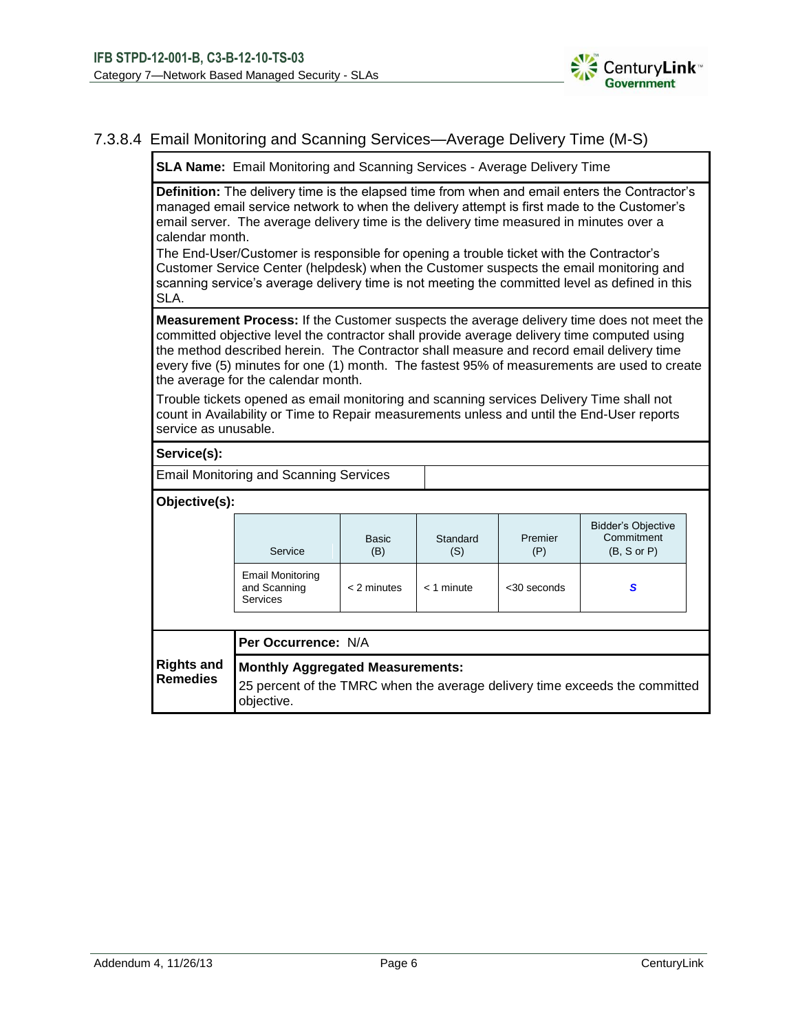### 7.3.8.4 Email Monitoring and Scanning Services—Average Delivery Time (M-S)

**SLA Name:** Email Monitoring and Scanning Services - Average Delivery Time

**Definition:** The delivery time is the elapsed time from when and email enters the Contractor's managed email service network to when the delivery attempt is first made to the Customer's email server. The average delivery time is the delivery time measured in minutes over a calendar month.

The End-User/Customer is responsible for opening a trouble ticket with the Contractor's Customer Service Center (helpdesk) when the Customer suspects the email monitoring and scanning service's average delivery time is not meeting the committed level as defined in this SLA.

**Measurement Process:** If the Customer suspects the average delivery time does not meet the committed objective level the contractor shall provide average delivery time computed using the method described herein. The Contractor shall measure and record email delivery time every five (5) minutes for one (1) month. The fastest 95% of measurements are used to create the average for the calendar month.

Trouble tickets opened as email monitoring and scanning services Delivery Time shall not count in Availability or Time to Repair measurements unless and until the End-User reports service as unusable.

**Service(s):**

Email Monitoring and Scanning Services

**Objective(s):**

| Service | Basic (B) | Standard (S) | Premier (P) | Bidder's Objective Commitment (B, S or P) |
|---|---|---|---|---|
| Email Monitoring and Scanning Services | < 2 minutes | < 1 minute | <30 seconds | ***S*** |

**Rights and Remedies**

**Per Occurrence:** N/A

**Monthly Aggregated Measurements:**

25 percent of the TMRC when the average delivery time exceeds the committed objective.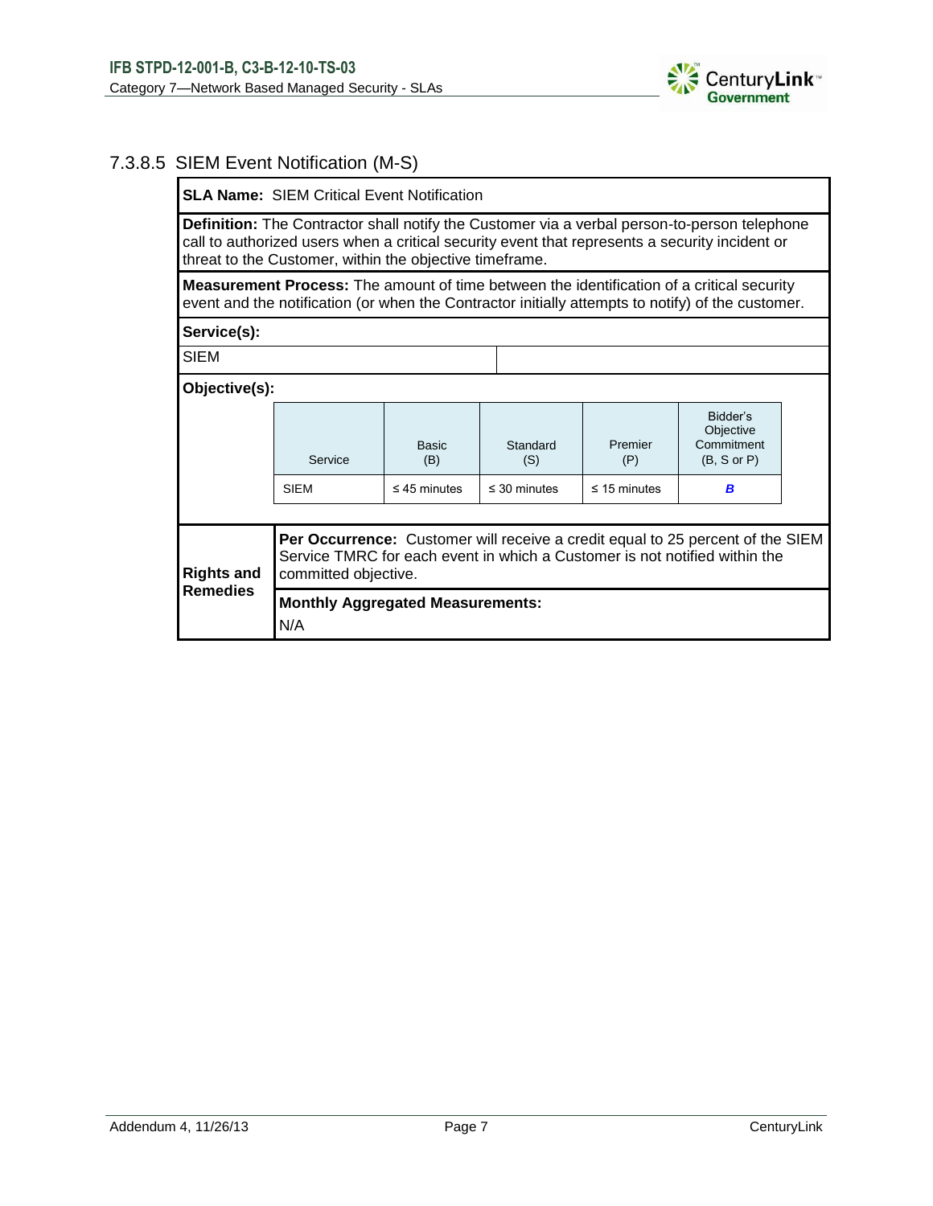### 7.3.8.5 SIEM Event Notification (M-S)

**SLA Name:** SIEM Critical Event Notification

**Definition:** The Contractor shall notify the Customer via a verbal person-to-person telephone call to authorized users when a critical security event that represents a security incident or threat to the Customer, within the objective timeframe.

**Measurement Process:** The amount of time between the identification of a critical security event and the notification (or when the Contractor initially attempts to notify) of the customer.

**Service(s):**

SIEM

**Objective(s):**

| Service | Basic (B) | Standard (S) | Premier (P) | Bidder's Objective Commitment (B, S or P) |
|---|---|---|---|---|
| SIEM | ≤ 45 minutes | ≤ 30 minutes | ≤ 15 minutes | ***B*** |

**Rights and Remedies**

**Per Occurrence:** Customer will receive a credit equal to 25 percent of the SIEM Service TMRC for each event in which a Customer is not notified within the committed objective.

**Monthly Aggregated Measurements:**

N/A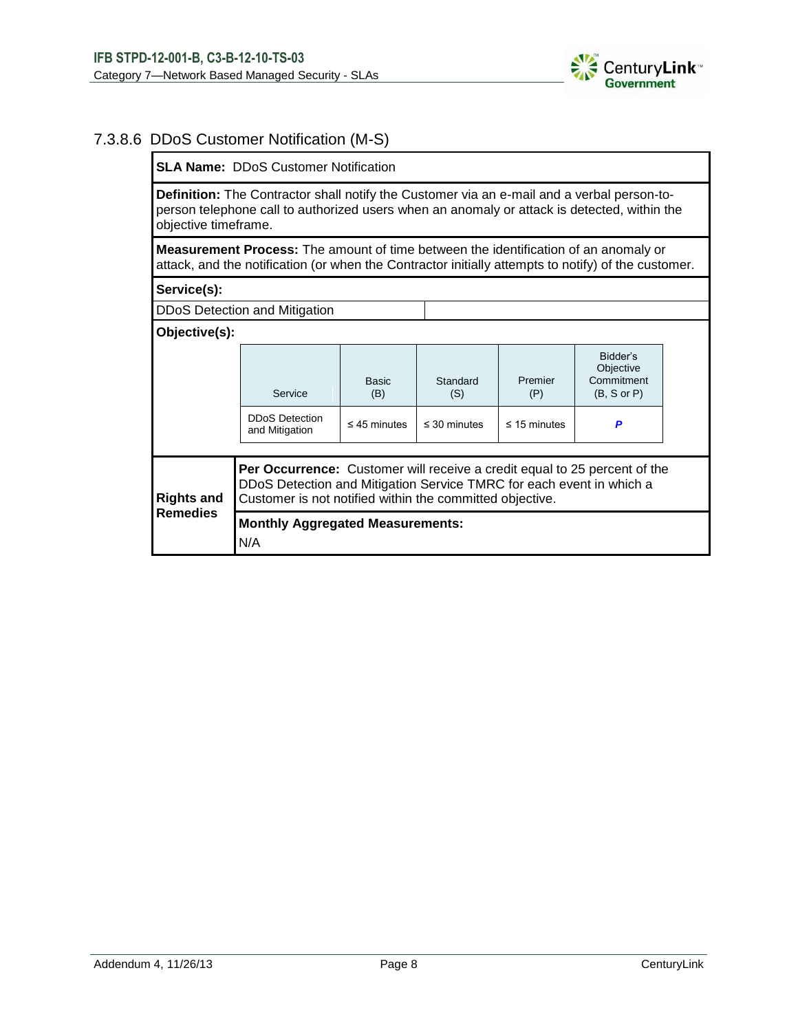### 7.3.8.6 DDoS Customer Notification (M-S)

**SLA Name:** DDoS Customer Notification

**Definition:** The Contractor shall notify the Customer via an e-mail and a verbal person-to-person telephone call to authorized users when an anomaly or attack is detected, within the objective timeframe.

**Measurement Process:** The amount of time between the identification of an anomaly or attack, and the notification (or when the Contractor initially attempts to notify) of the customer.

**Service(s):**

DDoS Detection and Mitigation

**Objective(s):**

| Service | Basic (B) | Standard (S) | Premier (P) | Bidder's Objective Commitment (B, S or P) |
|---|---|---|---|---|
| DDoS Detection and Mitigation | ≤ 45 minutes | ≤ 30 minutes | ≤ 15 minutes | ***P*** |

**Rights and Remedies**

**Per Occurrence:** Customer will receive a credit equal to 25 percent of the DDoS Detection and Mitigation Service TMRC for each event in which a Customer is not notified within the committed objective.

**Monthly Aggregated Measurements:**

N/A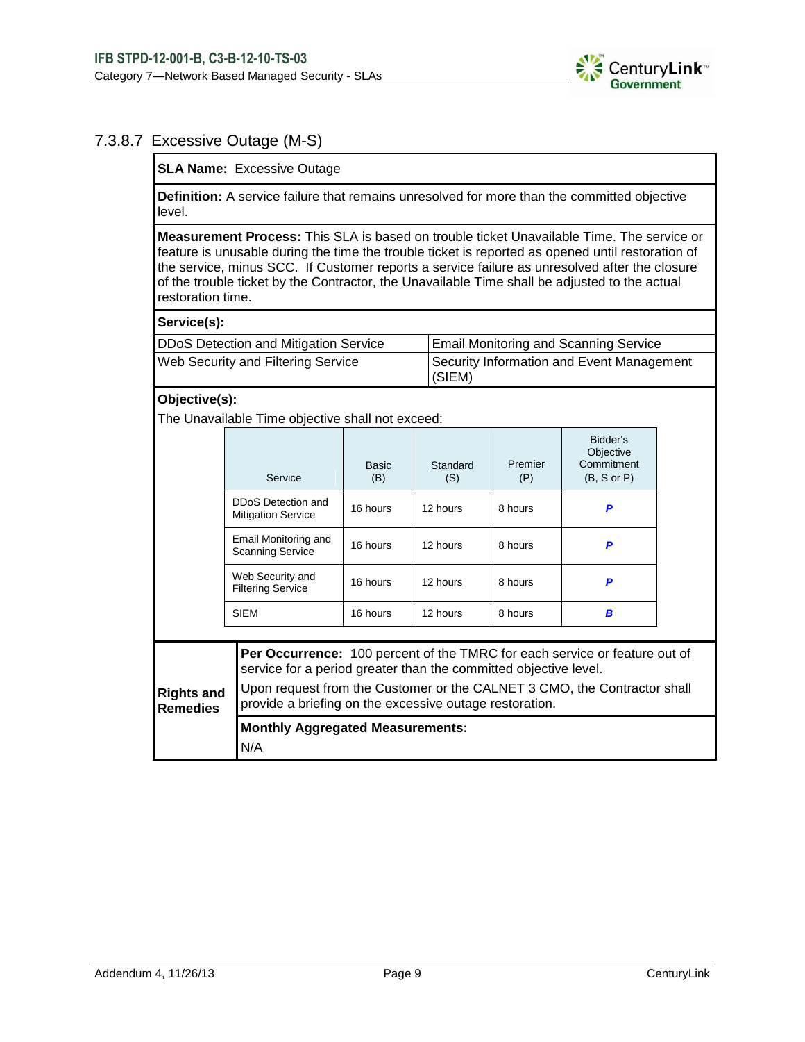### 7.3.8.7 Excessive Outage (M-S)

**SLA Name:** Excessive Outage

**Definition:** A service failure that remains unresolved for more than the committed objective level.

**Measurement Process:** This SLA is based on trouble ticket Unavailable Time. The service or feature is unusable during the time the trouble ticket is reported as opened until restoration of the service, minus SCC. If Customer reports a service failure as unresolved after the closure of the trouble ticket by the Contractor, the Unavailable Time shall be adjusted to the actual restoration time.

**Service(s):**

| | |
|---|---|
| DDoS Detection and Mitigation Service | Email Monitoring and Scanning Service |
| Web Security and Filtering Service | Security Information and Event Management (SIEM) |

**Objective(s):**

The Unavailable Time objective shall not exceed:

| Service | Basic (B) | Standard (S) | Premier (P) | Bidder's Objective Commitment (B, S or P) |
|---|---|---|---|---|
| DDoS Detection and Mitigation Service | 16 hours | 12 hours | 8 hours | ***P*** |
| Email Monitoring and Scanning Service | 16 hours | 12 hours | 8 hours | ***P*** |
| Web Security and Filtering Service | 16 hours | 12 hours | 8 hours | ***P*** |
| SIEM | 16 hours | 12 hours | 8 hours | ***B*** |

**Rights and Remedies**

**Per Occurrence:** 100 percent of the TMRC for each service or feature out of service for a period greater than the committed objective level.

Upon request from the Customer or the CALNET 3 CMO, the Contractor shall provide a briefing on the excessive outage restoration.

**Monthly Aggregated Measurements:**

N/A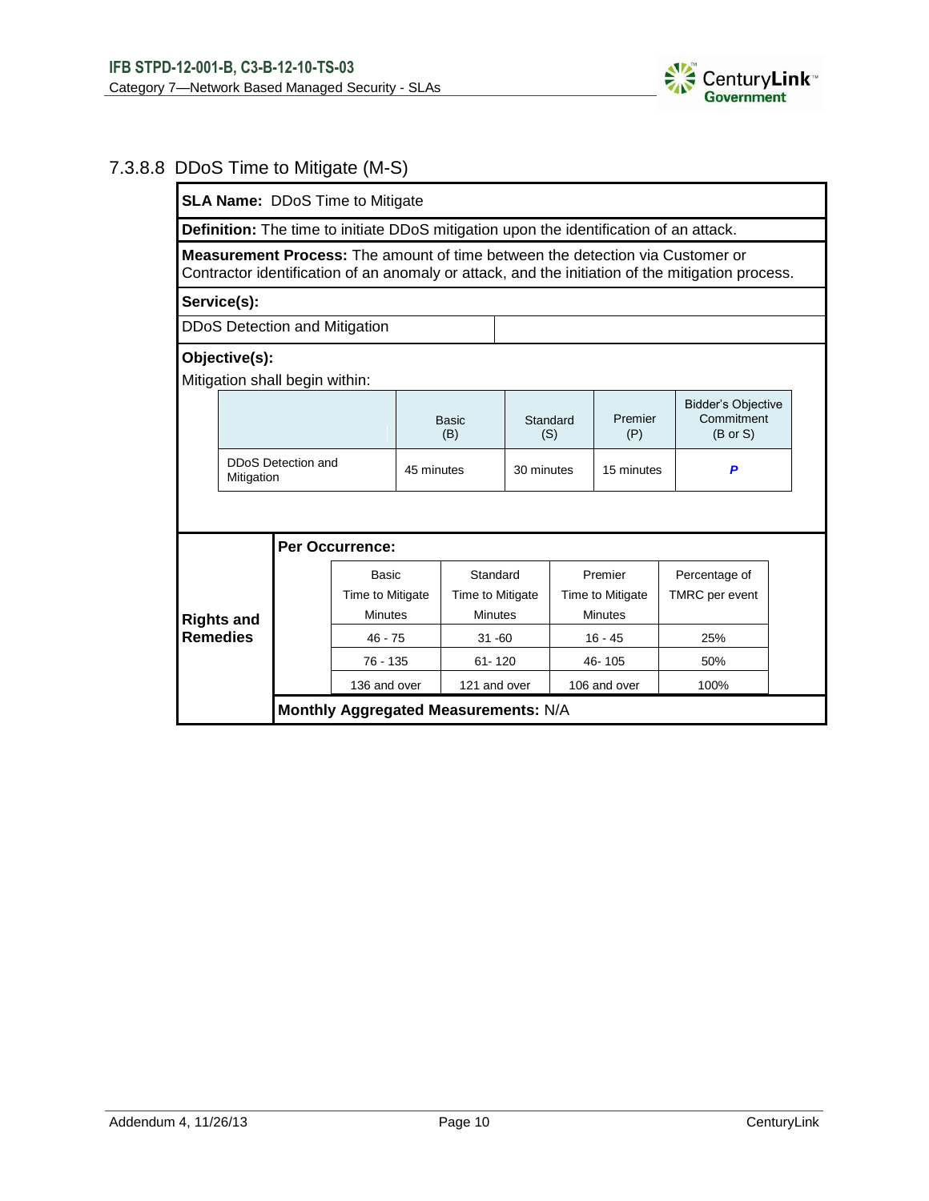### 7.3.8.8 DDoS Time to Mitigate (M-S)

**SLA Name:** DDoS Time to Mitigate

**Definition:** The time to initiate DDoS mitigation upon the identification of an attack.

**Measurement Process:** The amount of time between the detection via Customer or Contractor identification of an anomaly or attack, and the initiation of the mitigation process.

**Service(s):**

DDoS Detection and Mitigation

**Objective(s):**

Mitigation shall begin within:

| | Basic (B) | Standard (S) | Premier (P) | Bidder's Objective Commitment (B or S) |
|---|---|---|---|---|
| DDoS Detection and Mitigation | 45 minutes | 30 minutes | 15 minutes | ***P*** |

**Rights and Remedies**

**Per Occurrence:**

| Basic Time to Mitigate Minutes | Standard Time to Mitigate Minutes | Premier Time to Mitigate Minutes | Percentage of TMRC per event |
|---|---|---|---|
| 46 - 75 | 31 -60 | 16 - 45 | 25% |
| 76 - 135 | 61- 120 | 46- 105 | 50% |
| 136 and over | 121 and over | 106 and over | 100% |

**Monthly Aggregated Measurements:** N/A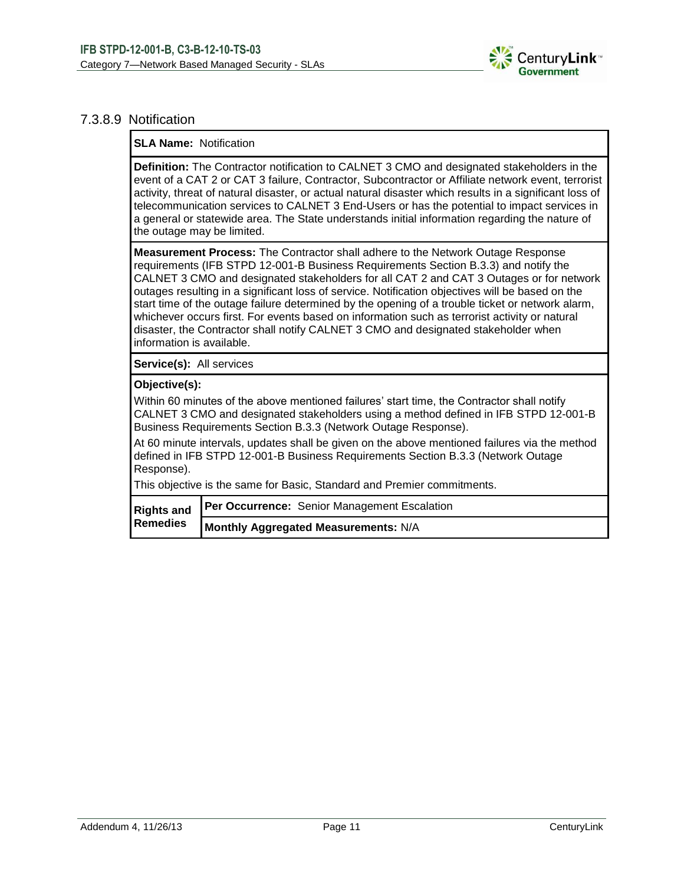### 7.3.8.9 Notification

| | |
|---|---|
| **SLA Name:** Notification | |
| **Definition:** The Contractor notification to CALNET 3 CMO and designated stakeholders in the event of a CAT 2 or CAT 3 failure, Contractor, Subcontractor or Affiliate network event, terrorist activity, threat of natural disaster, or actual natural disaster which results in a significant loss of telecommunication services to CALNET 3 End-Users or has the potential to impact services in a general or statewide area. The State understands initial information regarding the nature of the outage may be limited. | |
| **Measurement Process:** The Contractor shall adhere to the Network Outage Response requirements (IFB STPD 12-001-B Business Requirements Section B.3.3) and notify the CALNET 3 CMO and designated stakeholders for all CAT 2 and CAT 3 Outages or for network outages resulting in a significant loss of service. Notification objectives will be based on the start time of the outage failure determined by the opening of a trouble ticket or network alarm, whichever occurs first. For events based on information such as terrorist activity or natural disaster, the Contractor shall notify CALNET 3 CMO and designated stakeholder when information is available. | |
| **Service(s):** All services | |
| **Objective(s):**<br>Within 60 minutes of the above mentioned failures' start time, the Contractor shall notify CALNET 3 CMO and designated stakeholders using a method defined in IFB STPD 12-001-B Business Requirements Section B.3.3 (Network Outage Response).<br>At 60 minute intervals, updates shall be given on the above mentioned failures via the method defined in IFB STPD 12-001-B Business Requirements Section B.3.3 (Network Outage Response).<br>This objective is the same for Basic, Standard and Premier commitments. | |
| **Rights and Remedies** | **Per Occurrence:** Senior Management Escalation |
| | **Monthly Aggregated Measurements:** N/A |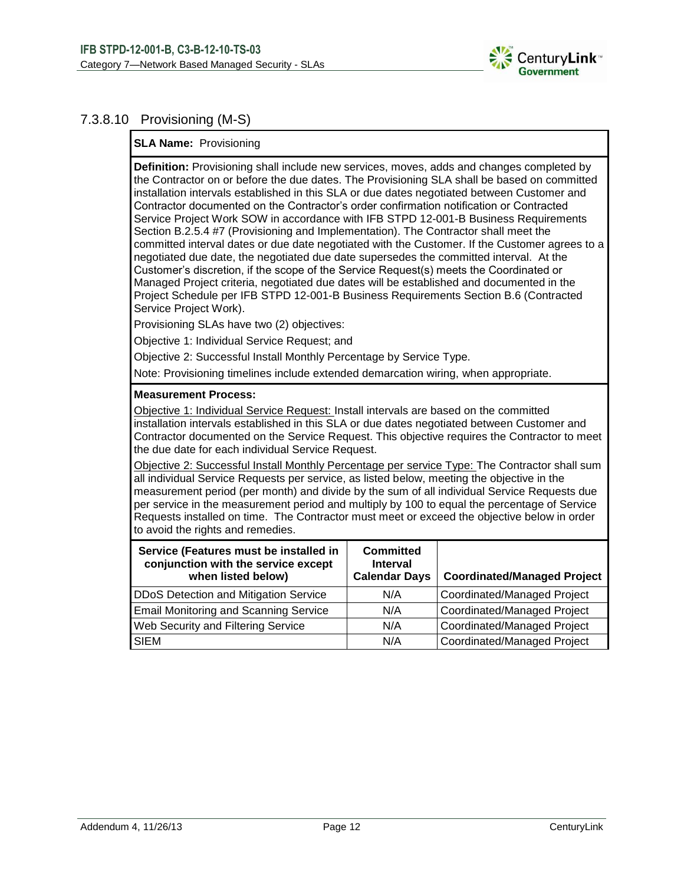### 7.3.8.10 Provisioning (M-S)

**SLA Name:** Provisioning

**Definition:** Provisioning shall include new services, moves, adds and changes completed by the Contractor on or before the due dates. The Provisioning SLA shall be based on committed installation intervals established in this SLA or due dates negotiated between Customer and Contractor documented on the Contractor's order confirmation notification or Contracted Service Project Work SOW in accordance with IFB STPD 12-001-B Business Requirements Section B.2.5.4 #7 (Provisioning and Implementation). The Contractor shall meet the committed interval dates or due date negotiated with the Customer. If the Customer agrees to a negotiated due date, the negotiated due date supersedes the committed interval. At the Customer's discretion, if the scope of the Service Request(s) meets the Coordinated or Managed Project criteria, negotiated due dates will be established and documented in the Project Schedule per IFB STPD 12-001-B Business Requirements Section B.6 (Contracted Service Project Work).

Provisioning SLAs have two (2) objectives:

Objective 1: Individual Service Request; and

Objective 2: Successful Install Monthly Percentage by Service Type.

Note: Provisioning timelines include extended demarcation wiring, when appropriate.

**Measurement Process:**

Objective 1: Individual Service Request: Install intervals are based on the committed installation intervals established in this SLA or due dates negotiated between Customer and Contractor documented on the Service Request. This objective requires the Contractor to meet the due date for each individual Service Request.

Objective 2: Successful Install Monthly Percentage per service Type: The Contractor shall sum all individual Service Requests per service, as listed below, meeting the objective in the measurement period (per month) and divide by the sum of all individual Service Requests due per service in the measurement period and multiply by 100 to equal the percentage of Service Requests installed on time. The Contractor must meet or exceed the objective below in order to avoid the rights and remedies.

| Service (Features must be installed in conjunction with the service except when listed below) | Committed Interval Calendar Days | Coordinated/Managed Project |
|---|---|---|
| DDoS Detection and Mitigation Service | N/A | Coordinated/Managed Project |
| Email Monitoring and Scanning Service | N/A | Coordinated/Managed Project |
| Web Security and Filtering Service | N/A | Coordinated/Managed Project |
| SIEM | N/A | Coordinated/Managed Project |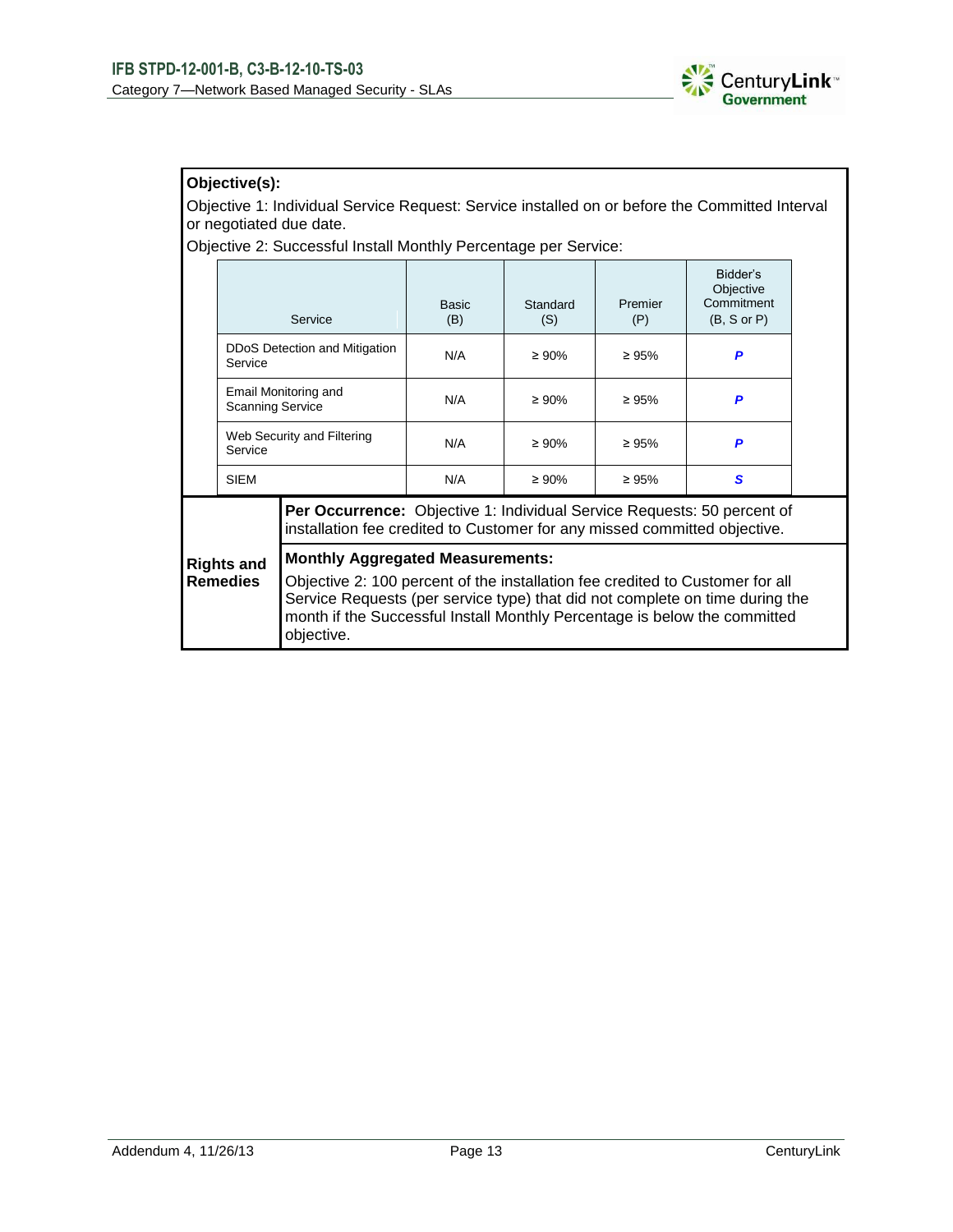**Objective(s):**

Objective 1: Individual Service Request: Service installed on or before the Committed Interval or negotiated due date.

Objective 2: Successful Install Monthly Percentage per Service:

| Service | Basic (B) | Standard (S) | Premier (P) | Bidder's Objective Commitment (B, S or P) |
|---|---|---|---|---|
| DDoS Detection and Mitigation Service | N/A | ≥ 90% | ≥ 95% | ***P*** |
| Email Monitoring and Scanning Service | N/A | ≥ 90% | ≥ 95% | ***P*** |
| Web Security and Filtering Service | N/A | ≥ 90% | ≥ 95% | ***P*** |
| SIEM | N/A | ≥ 90% | ≥ 95% | ***S*** |

**Rights and Remedies**

**Per Occurrence:** Objective 1: Individual Service Requests: 50 percent of installation fee credited to Customer for any missed committed objective.

**Monthly Aggregated Measurements:**

Objective 2: 100 percent of the installation fee credited to Customer for all Service Requests (per service type) that did not complete on time during the month if the Successful Install Monthly Percentage is below the committed objective.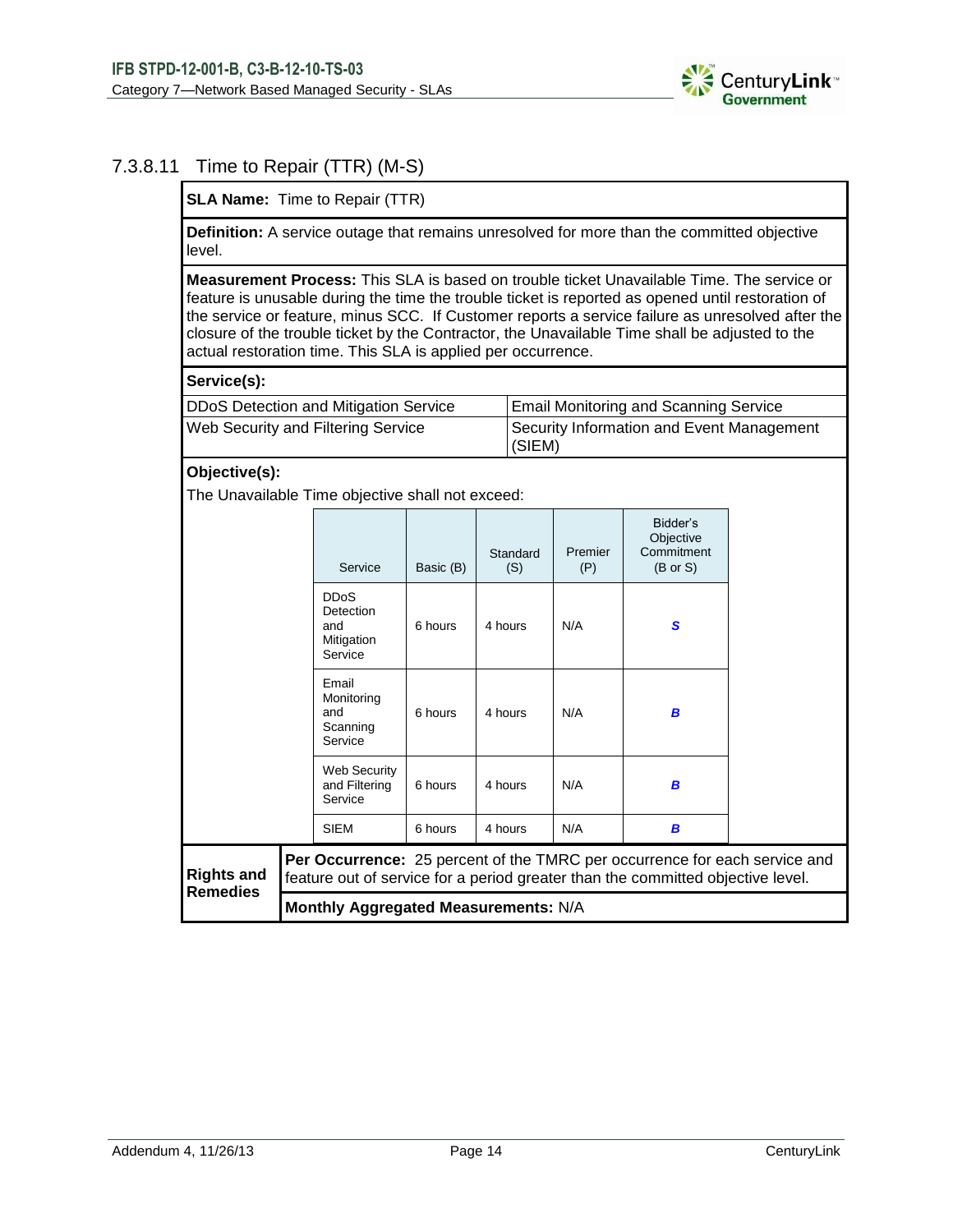### 7.3.8.11 Time to Repair (TTR) (M-S)

**SLA Name:** Time to Repair (TTR)

**Definition:** A service outage that remains unresolved for more than the committed objective level.

**Measurement Process:** This SLA is based on trouble ticket Unavailable Time. The service or feature is unusable during the time the trouble ticket is reported as opened until restoration of the service or feature, minus SCC. If Customer reports a service failure as unresolved after the closure of the trouble ticket by the Contractor, the Unavailable Time shall be adjusted to the actual restoration time. This SLA is applied per occurrence.

**Service(s):**

| | |
|---|---|
| DDoS Detection and Mitigation Service | Email Monitoring and Scanning Service |
| Web Security and Filtering Service | Security Information and Event Management (SIEM) |

**Objective(s):**

The Unavailable Time objective shall not exceed:

| Service | Basic (B) | Standard (S) | Premier (P) | Bidder's Objective Commitment (B or S) |
|---|---|---|---|---|
| DDoS Detection and Mitigation Service | 6 hours | 4 hours | N/A | ***S*** |
| Email Monitoring and Scanning Service | 6 hours | 4 hours | N/A | ***B*** |
| Web Security and Filtering Service | 6 hours | 4 hours | N/A | ***B*** |
| SIEM | 6 hours | 4 hours | N/A | ***B*** |

**Rights and Remedies**

**Per Occurrence:** 25 percent of the TMRC per occurrence for each service and feature out of service for a period greater than the committed objective level.

**Monthly Aggregated Measurements:** N/A